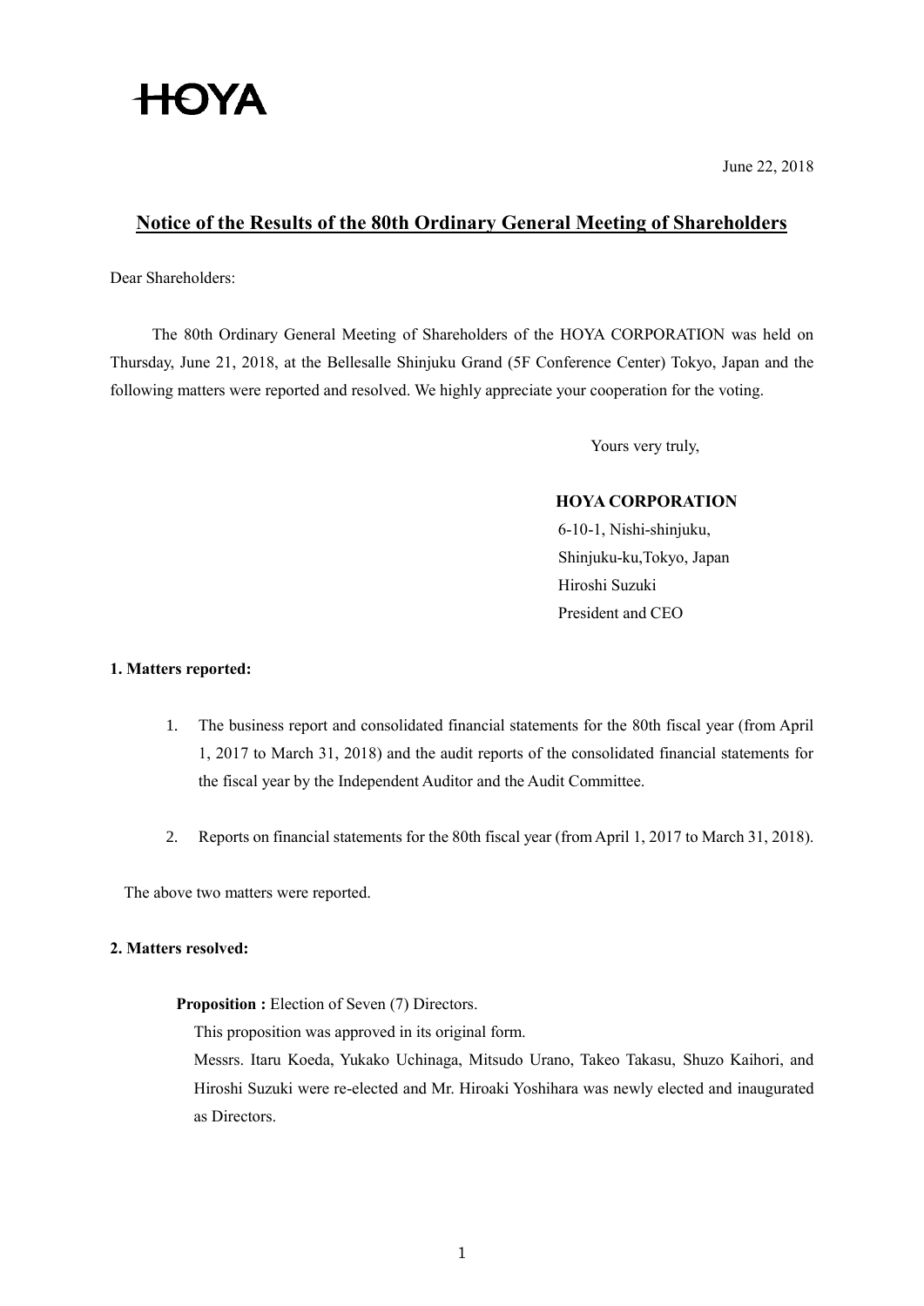HOYA

June 22, 2018

# Notice of the Results of the 80th Ordinary General Meeting of Shareholders

Dear Shareholders:

The 80th Ordinary General Meeting of Shareholders of the HOYA CORPORATION was held on Thursday, June 21, 2018, at the Bellesalle Shinjuku Grand (5F Conference Center) Tokyo, Japan and the following matters were reported and resolved. We highly appreciate your cooperation for the voting.

Yours very truly,

**HOYA CORPORATION**
6-10-1, Nishi-shinjuku,
Shinjuku-ku,Tokyo, Japan
Hiroshi Suzuki
President and CEO

**1. Matters reported:**

1. The business report and consolidated financial statements for the 80th fiscal year (from April 1, 2017 to March 31, 2018) and the audit reports of the consolidated financial statements for the fiscal year by the Independent Auditor and the Audit Committee.

2. Reports on financial statements for the 80th fiscal year (from April 1, 2017 to March 31, 2018).

The above two matters were reported.

**2. Matters resolved:**

**Proposition :** Election of Seven (7) Directors.

This proposition was approved in its original form.

Messrs. Itaru Koeda, Yukako Uchinaga, Mitsudo Urano, Takeo Takasu, Shuzo Kaihori, and Hiroshi Suzuki were re-elected and Mr. Hiroaki Yoshihara was newly elected and inaugurated as Directors.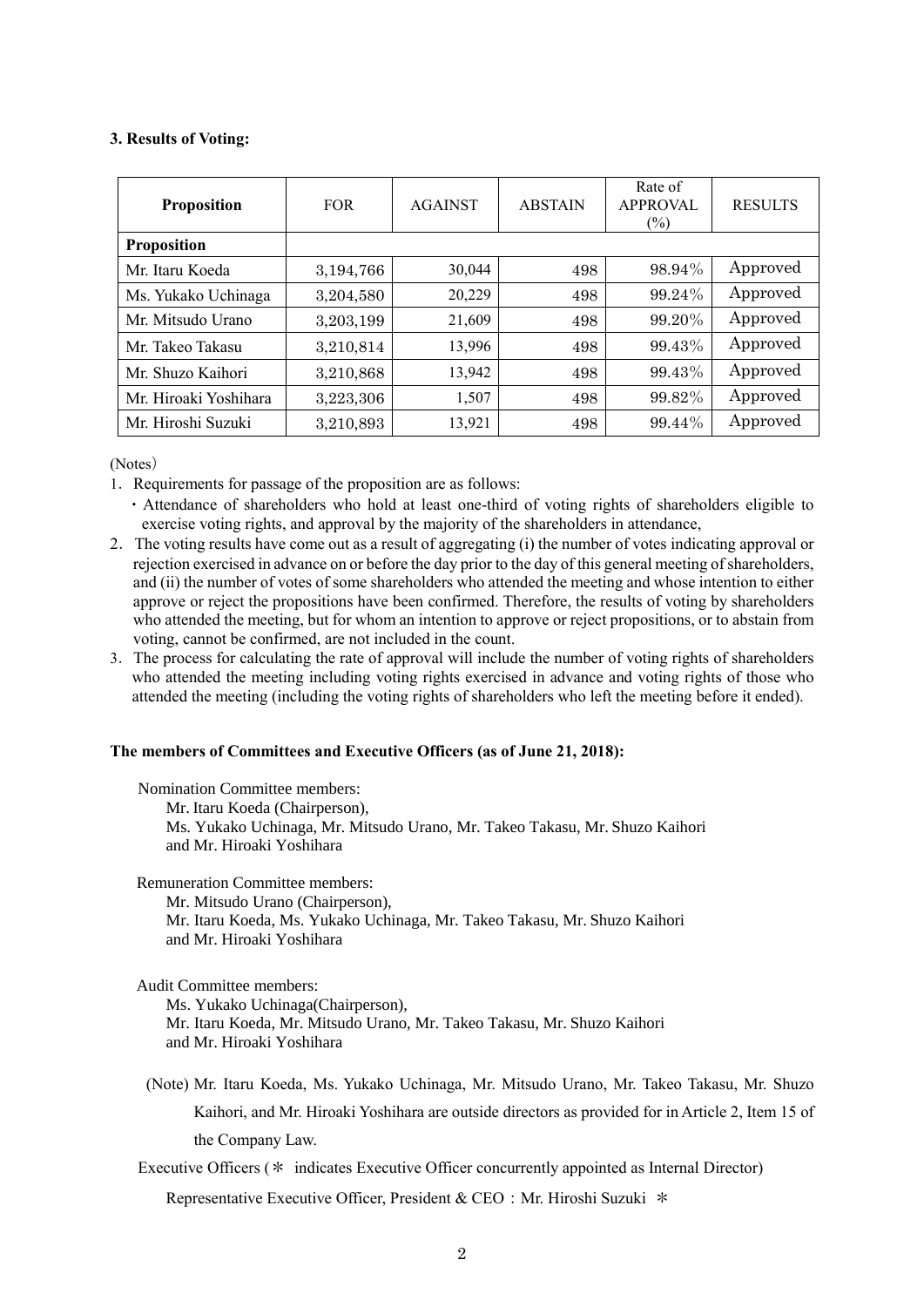**3. Results of Voting:**

| Proposition | FOR | AGAINST | ABSTAIN | Rate of APPROVAL (%) | RESULTS |
|---|---|---|---|---|---|
| **Proposition** | | | | | |
| Mr. Itaru Koeda | 3,194,766 | 30,044 | 498 | 98.94% | Approved |
| Ms. Yukako Uchinaga | 3,204,580 | 20,229 | 498 | 99.24% | Approved |
| Mr. Mitsudo Urano | 3,203,199 | 21,609 | 498 | 99.20% | Approved |
| Mr. Takeo Takasu | 3,210,814 | 13,996 | 498 | 99.43% | Approved |
| Mr. Shuzo Kaihori | 3,210,868 | 13,942 | 498 | 99.43% | Approved |
| Mr. Hiroaki Yoshihara | 3,223,306 | 1,507 | 498 | 99.82% | Approved |
| Mr. Hiroshi Suzuki | 3,210,893 | 13,921 | 498 | 99.44% | Approved |

(Notes)

1. Requirements for passage of the proposition are as follows:
   - Attendance of shareholders who hold at least one-third of voting rights of shareholders eligible to exercise voting rights, and approval by the majority of the shareholders in attendance,
2. The voting results have come out as a result of aggregating (i) the number of votes indicating approval or rejection exercised in advance on or before the day prior to the day of this general meeting of shareholders, and (ii) the number of votes of some shareholders who attended the meeting and whose intention to either approve or reject the propositions have been confirmed. Therefore, the results of voting by shareholders who attended the meeting, but for whom an intention to approve or reject propositions, or to abstain from voting, cannot be confirmed, are not included in the count.
3. The process for calculating the rate of approval will include the number of voting rights of shareholders who attended the meeting including voting rights exercised in advance and voting rights of those who attended the meeting (including the voting rights of shareholders who left the meeting before it ended).

**The members of Committees and Executive Officers (as of June 21, 2018):**

Nomination Committee members:
Mr. Itaru Koeda (Chairperson),
Ms. Yukako Uchinaga, Mr. Mitsudo Urano, Mr. Takeo Takasu, Mr. Shuzo Kaihori and Mr. Hiroaki Yoshihara

Remuneration Committee members:
Mr. Mitsudo Urano (Chairperson),
Mr. Itaru Koeda, Ms. Yukako Uchinaga, Mr. Takeo Takasu, Mr. Shuzo Kaihori and Mr. Hiroaki Yoshihara

Audit Committee members:
Ms. Yukako Uchinaga(Chairperson),
Mr. Itaru Koeda, Mr. Mitsudo Urano, Mr. Takeo Takasu, Mr. Shuzo Kaihori and Mr. Hiroaki Yoshihara

(Note) Mr. Itaru Koeda, Ms. Yukako Uchinaga, Mr. Mitsudo Urano, Mr. Takeo Takasu, Mr. Shuzo Kaihori, and Mr. Hiroaki Yoshihara are outside directors as provided for in Article 2, Item 15 of the Company Law.

Executive Officers (＊ indicates Executive Officer concurrently appointed as Internal Director)

Representative Executive Officer, President & CEO：Mr. Hiroshi Suzuki ＊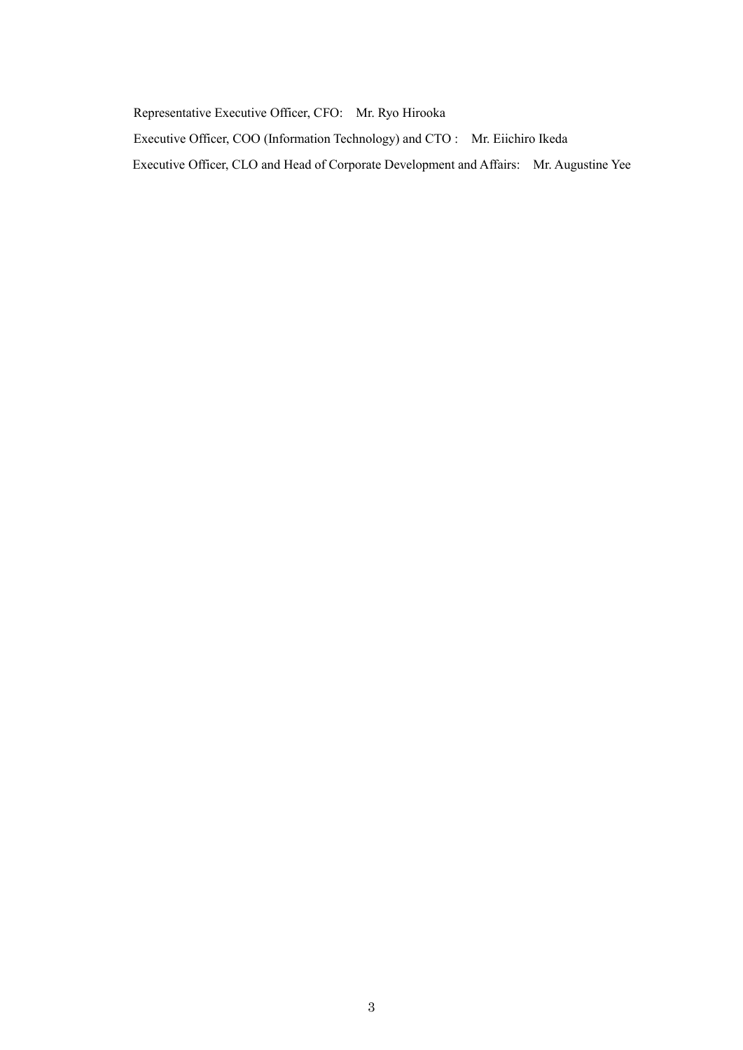Representative Executive Officer, CFO:　Mr. Ryo Hirooka

Executive Officer, COO (Information Technology) and CTO :　Mr. Eiichiro Ikeda

Executive Officer, CLO and Head of Corporate Development and Affairs:　Mr. Augustine Yee